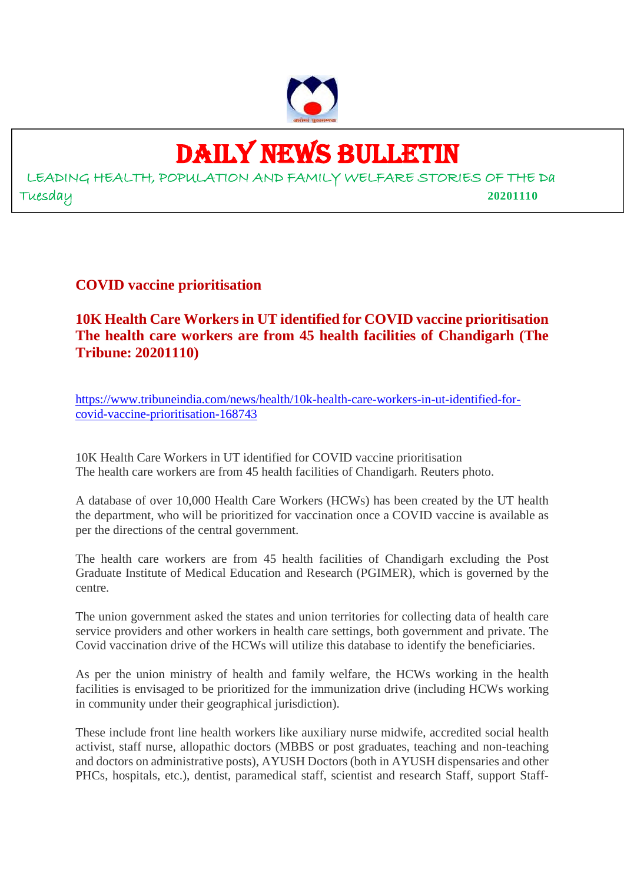# DAILY NEWS BULLETIN

LEADING HEALTH, POPULATION AND FAMILY WELFARE STORIES OF THE Da

Tuesday **20201110**

## COVID vaccine prioritisation

### 10K Health Care Workers in UT identified for COVID vaccine prioritisation The health care workers are from 45 health facilities of Chandigarh (The Tribune: 20201110)

https://www.tribuneindia.com/news/health/10k-health-care-workers-in-ut-identified-for-covid-vaccine-prioritisation-168743

10K Health Care Workers in UT identified for COVID vaccine prioritisation
The health care workers are from 45 health facilities of Chandigarh. Reuters photo.

A database of over 10,000 Health Care Workers (HCWs) has been created by the UT health the department, who will be prioritized for vaccination once a COVID vaccine is available as per the directions of the central government.

The health care workers are from 45 health facilities of Chandigarh excluding the Post Graduate Institute of Medical Education and Research (PGIMER), which is governed by the centre.

The union government asked the states and union territories for collecting data of health care service providers and other workers in health care settings, both government and private. The Covid vaccination drive of the HCWs will utilize this database to identify the beneficiaries.

As per the union ministry of health and family welfare, the HCWs working in the health facilities is envisaged to be prioritized for the immunization drive (including HCWs working in community under their geographical jurisdiction).

These include front line health workers like auxiliary nurse midwife, accredited social health activist, staff nurse, allopathic doctors (MBBS or post graduates, teaching and non-teaching and doctors on administrative posts), AYUSH Doctors (both in AYUSH dispensaries and other PHCs, hospitals, etc.), dentist, paramedical staff, scientist and research Staff, support Staff-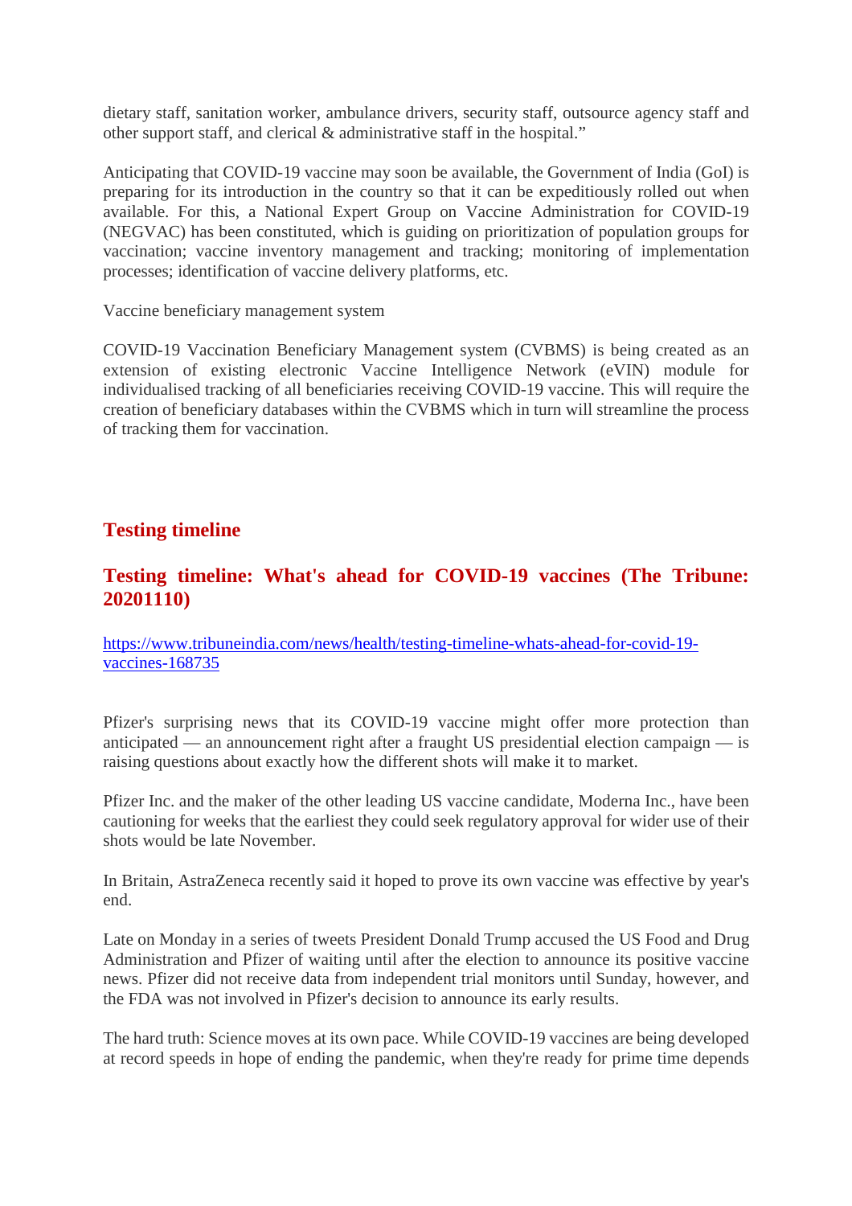dietary staff, sanitation worker, ambulance drivers, security staff, outsource agency staff and other support staff, and clerical & administrative staff in the hospital."

Anticipating that COVID-19 vaccine may soon be available, the Government of India (GoI) is preparing for its introduction in the country so that it can be expeditiously rolled out when available. For this, a National Expert Group on Vaccine Administration for COVID-19 (NEGVAC) has been constituted, which is guiding on prioritization of population groups for vaccination; vaccine inventory management and tracking; monitoring of implementation processes; identification of vaccine delivery platforms, etc.

Vaccine beneficiary management system

COVID-19 Vaccination Beneficiary Management system (CVBMS) is being created as an extension of existing electronic Vaccine Intelligence Network (eVIN) module for individualised tracking of all beneficiaries receiving COVID-19 vaccine. This will require the creation of beneficiary databases within the CVBMS which in turn will streamline the process of tracking them for vaccination.

## Testing timeline

## Testing timeline: What's ahead for COVID-19 vaccines (The Tribune: 20201110)

https://www.tribuneindia.com/news/health/testing-timeline-whats-ahead-for-covid-19-vaccines-168735

Pfizer's surprising news that its COVID-19 vaccine might offer more protection than anticipated — an announcement right after a fraught US presidential election campaign — is raising questions about exactly how the different shots will make it to market.

Pfizer Inc. and the maker of the other leading US vaccine candidate, Moderna Inc., have been cautioning for weeks that the earliest they could seek regulatory approval for wider use of their shots would be late November.

In Britain, AstraZeneca recently said it hoped to prove its own vaccine was effective by year's end.

Late on Monday in a series of tweets President Donald Trump accused the US Food and Drug Administration and Pfizer of waiting until after the election to announce its positive vaccine news. Pfizer did not receive data from independent trial monitors until Sunday, however, and the FDA was not involved in Pfizer's decision to announce its early results.

The hard truth: Science moves at its own pace. While COVID-19 vaccines are being developed at record speeds in hope of ending the pandemic, when they're ready for prime time depends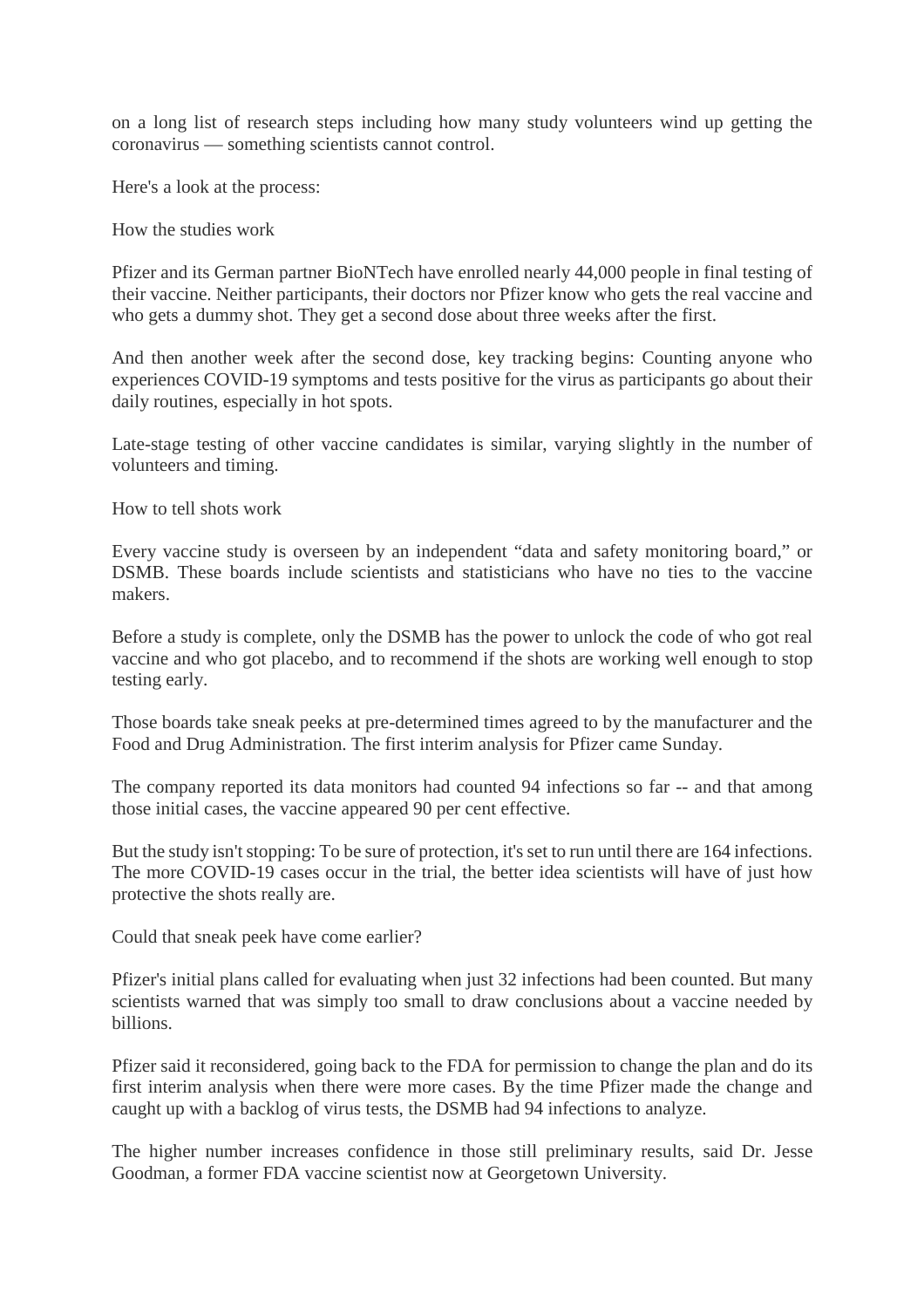on a long list of research steps including how many study volunteers wind up getting the coronavirus — something scientists cannot control.

Here's a look at the process:

How the studies work

Pfizer and its German partner BioNTech have enrolled nearly 44,000 people in final testing of their vaccine. Neither participants, their doctors nor Pfizer know who gets the real vaccine and who gets a dummy shot. They get a second dose about three weeks after the first.

And then another week after the second dose, key tracking begins: Counting anyone who experiences COVID-19 symptoms and tests positive for the virus as participants go about their daily routines, especially in hot spots.

Late-stage testing of other vaccine candidates is similar, varying slightly in the number of volunteers and timing.

How to tell shots work

Every vaccine study is overseen by an independent "data and safety monitoring board," or DSMB. These boards include scientists and statisticians who have no ties to the vaccine makers.

Before a study is complete, only the DSMB has the power to unlock the code of who got real vaccine and who got placebo, and to recommend if the shots are working well enough to stop testing early.

Those boards take sneak peeks at pre-determined times agreed to by the manufacturer and the Food and Drug Administration. The first interim analysis for Pfizer came Sunday.

The company reported its data monitors had counted 94 infections so far -- and that among those initial cases, the vaccine appeared 90 per cent effective.

But the study isn't stopping: To be sure of protection, it's set to run until there are 164 infections. The more COVID-19 cases occur in the trial, the better idea scientists will have of just how protective the shots really are.

Could that sneak peek have come earlier?

Pfizer's initial plans called for evaluating when just 32 infections had been counted. But many scientists warned that was simply too small to draw conclusions about a vaccine needed by billions.

Pfizer said it reconsidered, going back to the FDA for permission to change the plan and do its first interim analysis when there were more cases. By the time Pfizer made the change and caught up with a backlog of virus tests, the DSMB had 94 infections to analyze.

The higher number increases confidence in those still preliminary results, said Dr. Jesse Goodman, a former FDA vaccine scientist now at Georgetown University.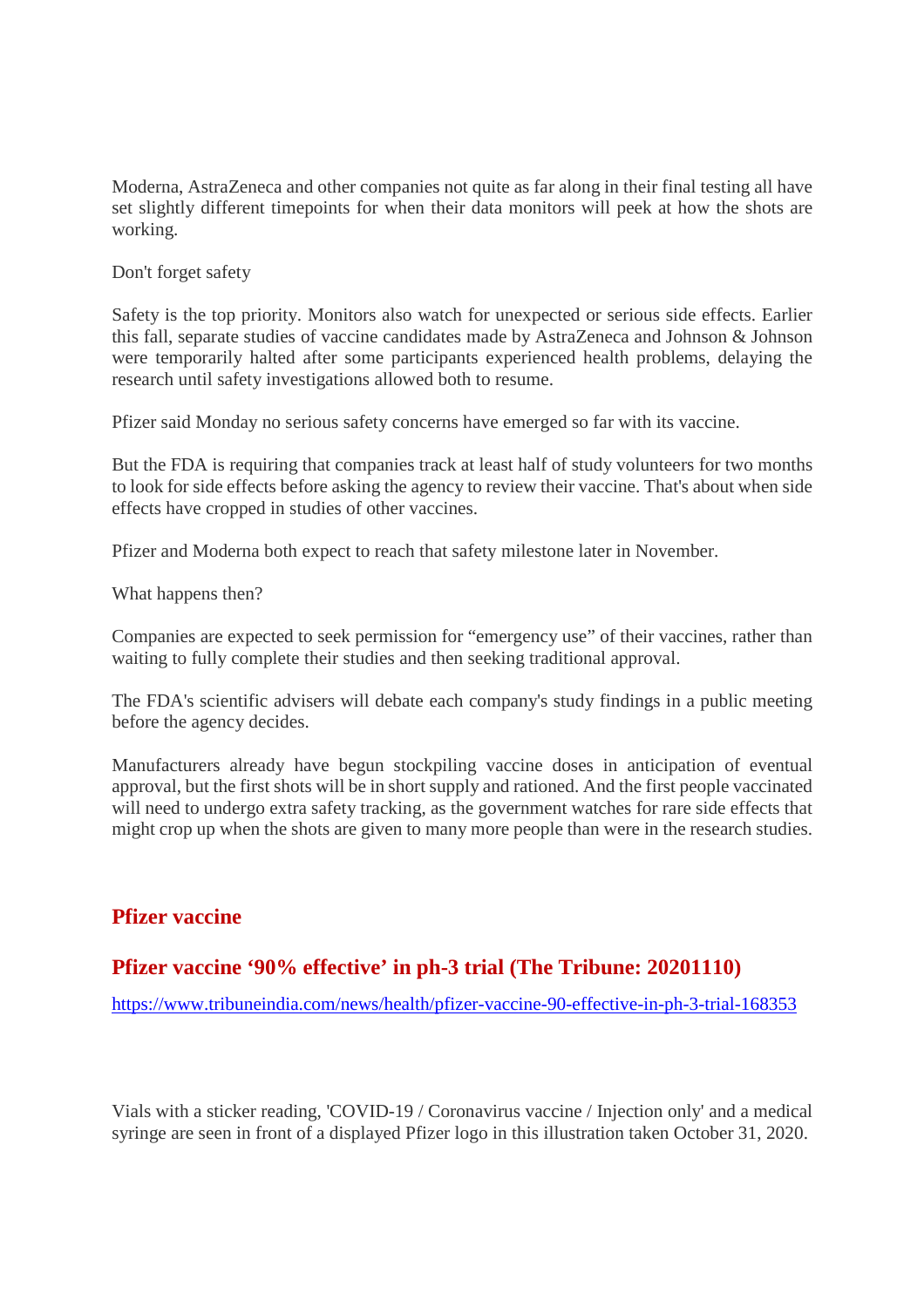Moderna, AstraZeneca and other companies not quite as far along in their final testing all have set slightly different timepoints for when their data monitors will peek at how the shots are working.

Don't forget safety

Safety is the top priority. Monitors also watch for unexpected or serious side effects. Earlier this fall, separate studies of vaccine candidates made by AstraZeneca and Johnson & Johnson were temporarily halted after some participants experienced health problems, delaying the research until safety investigations allowed both to resume.

Pfizer said Monday no serious safety concerns have emerged so far with its vaccine.

But the FDA is requiring that companies track at least half of study volunteers for two months to look for side effects before asking the agency to review their vaccine. That's about when side effects have cropped in studies of other vaccines.

Pfizer and Moderna both expect to reach that safety milestone later in November.

What happens then?

Companies are expected to seek permission for "emergency use" of their vaccines, rather than waiting to fully complete their studies and then seeking traditional approval.

The FDA's scientific advisers will debate each company's study findings in a public meeting before the agency decides.

Manufacturers already have begun stockpiling vaccine doses in anticipation of eventual approval, but the first shots will be in short supply and rationed. And the first people vaccinated will need to undergo extra safety tracking, as the government watches for rare side effects that might crop up when the shots are given to many more people than were in the research studies.

## Pfizer vaccine

## Pfizer vaccine '90% effective' in ph-3 trial (The Tribune: 20201110)

https://www.tribuneindia.com/news/health/pfizer-vaccine-90-effective-in-ph-3-trial-168353

Vials with a sticker reading, 'COVID-19 / Coronavirus vaccine / Injection only' and a medical syringe are seen in front of a displayed Pfizer logo in this illustration taken October 31, 2020.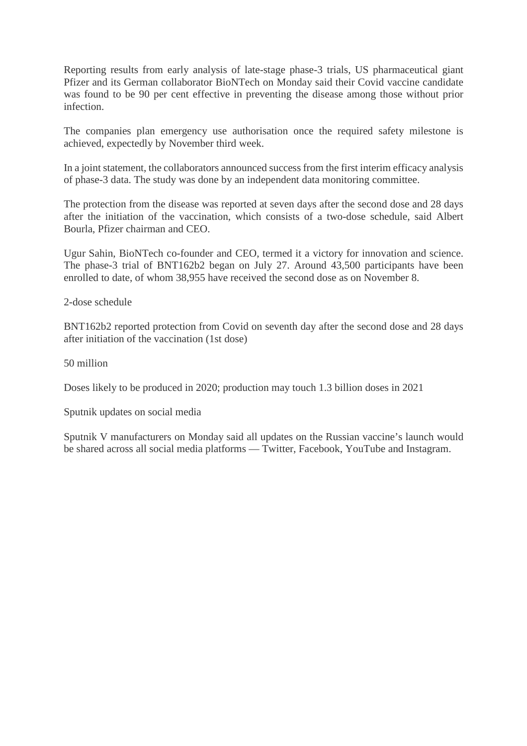Reporting results from early analysis of late-stage phase-3 trials, US pharmaceutical giant Pfizer and its German collaborator BioNTech on Monday said their Covid vaccine candidate was found to be 90 per cent effective in preventing the disease among those without prior infection.

The companies plan emergency use authorisation once the required safety milestone is achieved, expectedly by November third week.

In a joint statement, the collaborators announced success from the first interim efficacy analysis of phase-3 data. The study was done by an independent data monitoring committee.

The protection from the disease was reported at seven days after the second dose and 28 days after the initiation of the vaccination, which consists of a two-dose schedule, said Albert Bourla, Pfizer chairman and CEO.

Ugur Sahin, BioNTech co-founder and CEO, termed it a victory for innovation and science. The phase-3 trial of BNT162b2 began on July 27. Around 43,500 participants have been enrolled to date, of whom 38,955 have received the second dose as on November 8.

2-dose schedule

BNT162b2 reported protection from Covid on seventh day after the second dose and 28 days after initiation of the vaccination (1st dose)

50 million

Doses likely to be produced in 2020; production may touch 1.3 billion doses in 2021

Sputnik updates on social media

Sputnik V manufacturers on Monday said all updates on the Russian vaccine's launch would be shared across all social media platforms — Twitter, Facebook, YouTube and Instagram.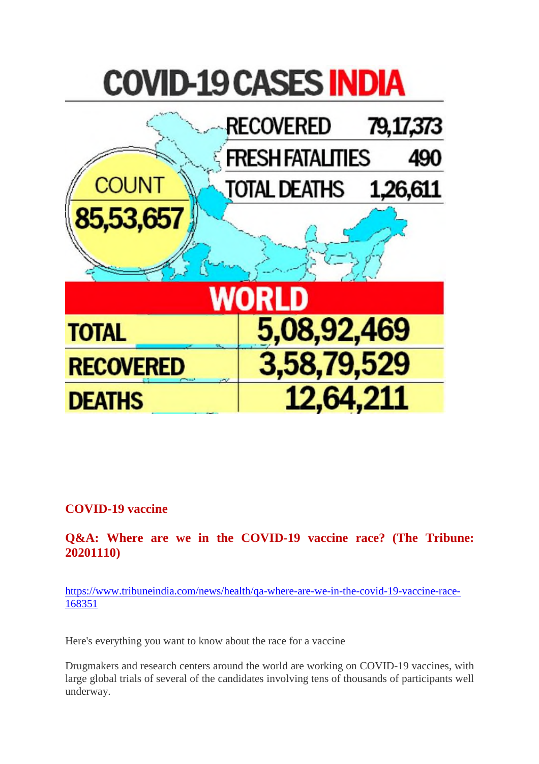# COVID-19 CASES INDIA

| | |
|---|---|
| RECOVERED | 79,17,373 |
| FRESH FATALITIES | 490 |
| TOTAL DEATHS | 1,26,611 |

COUNT 85,53,657

## WORLD

| | |
|---|---|
| TOTAL | 5,08,92,469 |
| RECOVERED | 3,58,79,529 |
| DEATHS | 12,64,211 |

**COVID-19 vaccine**

**Q&A: Where are we in the COVID-19 vaccine race? (The Tribune: 20201110)**

https://www.tribuneindia.com/news/health/qa-where-are-we-in-the-covid-19-vaccine-race-168351

Here's everything you want to know about the race for a vaccine

Drugmakers and research centers around the world are working on COVID-19 vaccines, with large global trials of several of the candidates involving tens of thousands of participants well underway.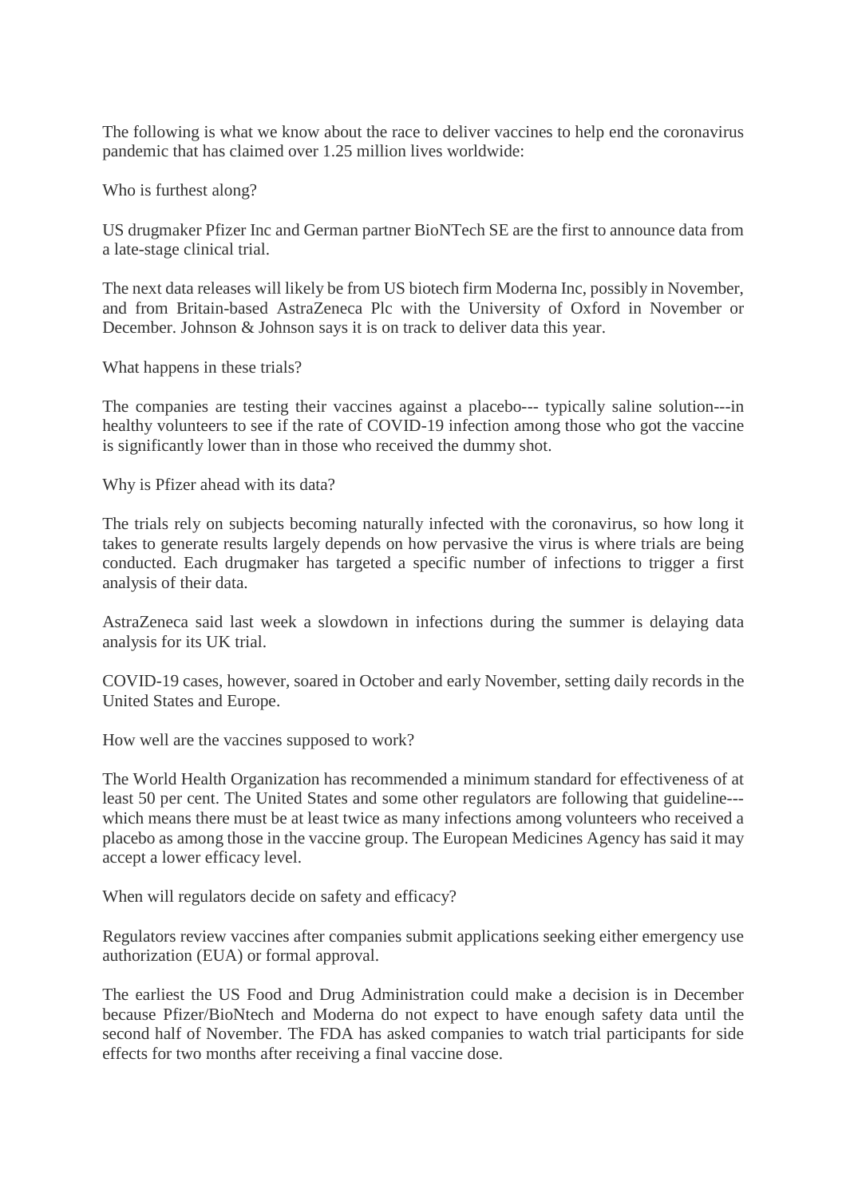The following is what we know about the race to deliver vaccines to help end the coronavirus pandemic that has claimed over 1.25 million lives worldwide:

Who is furthest along?

US drugmaker Pfizer Inc and German partner BioNTech SE are the first to announce data from a late-stage clinical trial.

The next data releases will likely be from US biotech firm Moderna Inc, possibly in November, and from Britain-based AstraZeneca Plc with the University of Oxford in November or December. Johnson & Johnson says it is on track to deliver data this year.

What happens in these trials?

The companies are testing their vaccines against a placebo--- typically saline solution---in healthy volunteers to see if the rate of COVID-19 infection among those who got the vaccine is significantly lower than in those who received the dummy shot.

Why is Pfizer ahead with its data?

The trials rely on subjects becoming naturally infected with the coronavirus, so how long it takes to generate results largely depends on how pervasive the virus is where trials are being conducted. Each drugmaker has targeted a specific number of infections to trigger a first analysis of their data.

AstraZeneca said last week a slowdown in infections during the summer is delaying data analysis for its UK trial.

COVID-19 cases, however, soared in October and early November, setting daily records in the United States and Europe.

How well are the vaccines supposed to work?

The World Health Organization has recommended a minimum standard for effectiveness of at least 50 per cent. The United States and some other regulators are following that guideline---which means there must be at least twice as many infections among volunteers who received a placebo as among those in the vaccine group. The European Medicines Agency has said it may accept a lower efficacy level.

When will regulators decide on safety and efficacy?

Regulators review vaccines after companies submit applications seeking either emergency use authorization (EUA) or formal approval.

The earliest the US Food and Drug Administration could make a decision is in December because Pfizer/BioNtech and Moderna do not expect to have enough safety data until the second half of November. The FDA has asked companies to watch trial participants for side effects for two months after receiving a final vaccine dose.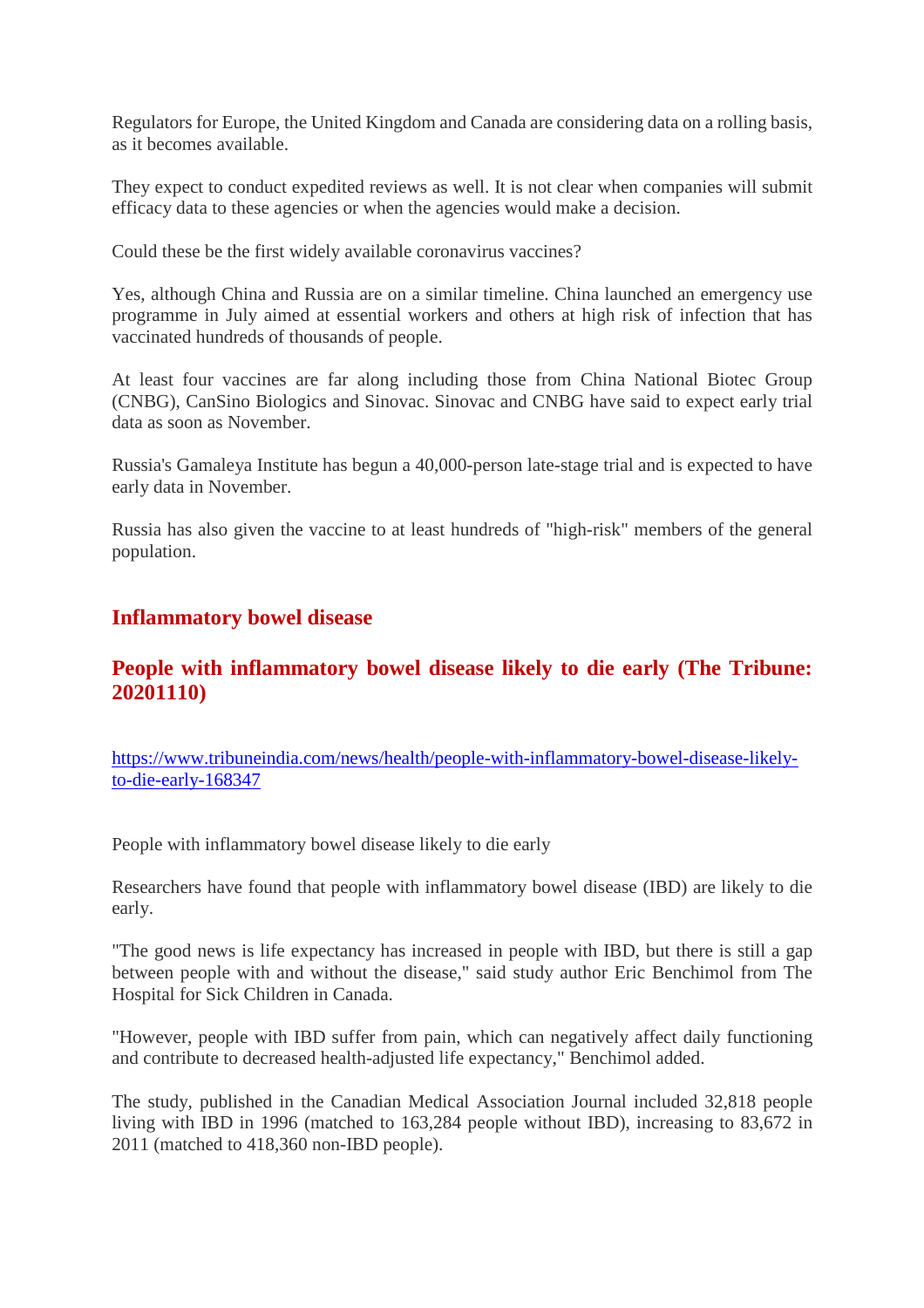Regulators for Europe, the United Kingdom and Canada are considering data on a rolling basis, as it becomes available.

They expect to conduct expedited reviews as well. It is not clear when companies will submit efficacy data to these agencies or when the agencies would make a decision.

Could these be the first widely available coronavirus vaccines?

Yes, although China and Russia are on a similar timeline. China launched an emergency use programme in July aimed at essential workers and others at high risk of infection that has vaccinated hundreds of thousands of people.

At least four vaccines are far along including those from China National Biotec Group (CNBG), CanSino Biologics and Sinovac. Sinovac and CNBG have said to expect early trial data as soon as November.

Russia's Gamaleya Institute has begun a 40,000-person late-stage trial and is expected to have early data in November.

Russia has also given the vaccine to at least hundreds of "high-risk" members of the general population.

## Inflammatory bowel disease

### People with inflammatory bowel disease likely to die early (The Tribune: 20201110)

https://www.tribuneindia.com/news/health/people-with-inflammatory-bowel-disease-likely-to-die-early-168347

People with inflammatory bowel disease likely to die early

Researchers have found that people with inflammatory bowel disease (IBD) are likely to die early.

"The good news is life expectancy has increased in people with IBD, but there is still a gap between people with and without the disease," said study author Eric Benchimol from The Hospital for Sick Children in Canada.

"However, people with IBD suffer from pain, which can negatively affect daily functioning and contribute to decreased health-adjusted life expectancy," Benchimol added.

The study, published in the Canadian Medical Association Journal included 32,818 people living with IBD in 1996 (matched to 163,284 people without IBD), increasing to 83,672 in 2011 (matched to 418,360 non-IBD people).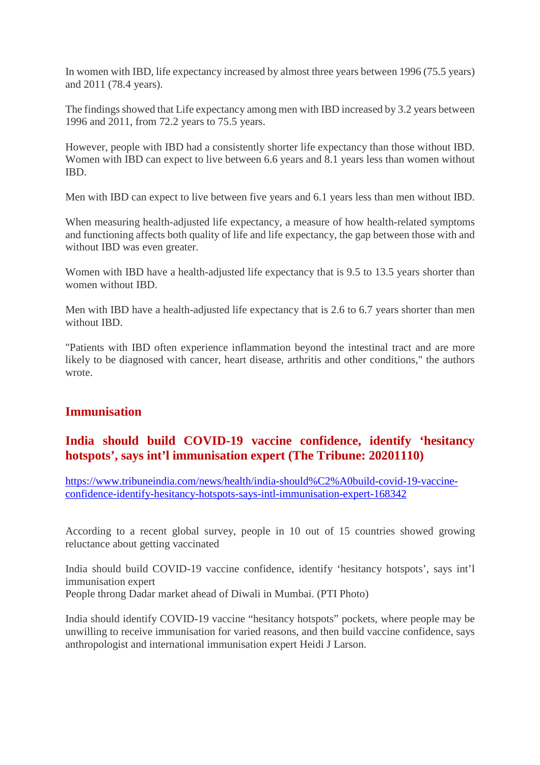In women with IBD, life expectancy increased by almost three years between 1996 (75.5 years) and 2011 (78.4 years).

The findings showed that Life expectancy among men with IBD increased by 3.2 years between 1996 and 2011, from 72.2 years to 75.5 years.

However, people with IBD had a consistently shorter life expectancy than those without IBD. Women with IBD can expect to live between 6.6 years and 8.1 years less than women without IBD.

Men with IBD can expect to live between five years and 6.1 years less than men without IBD.

When measuring health-adjusted life expectancy, a measure of how health-related symptoms and functioning affects both quality of life and life expectancy, the gap between those with and without IBD was even greater.

Women with IBD have a health-adjusted life expectancy that is 9.5 to 13.5 years shorter than women without IBD.

Men with IBD have a health-adjusted life expectancy that is 2.6 to 6.7 years shorter than men without IBD.

"Patients with IBD often experience inflammation beyond the intestinal tract and are more likely to be diagnosed with cancer, heart disease, arthritis and other conditions," the authors wrote.

## Immunisation

### India should build COVID-19 vaccine confidence, identify 'hesitancy hotspots', says int'l immunisation expert (The Tribune: 20201110)

https://www.tribuneindia.com/news/health/india-should%C2%A0build-covid-19-vaccine-confidence-identify-hesitancy-hotspots-says-intl-immunisation-expert-168342

According to a recent global survey, people in 10 out of 15 countries showed growing reluctance about getting vaccinated

India should build COVID-19 vaccine confidence, identify 'hesitancy hotspots', says int'l immunisation expert
People throng Dadar market ahead of Diwali in Mumbai. (PTI Photo)

India should identify COVID-19 vaccine "hesitancy hotspots" pockets, where people may be unwilling to receive immunisation for varied reasons, and then build vaccine confidence, says anthropologist and international immunisation expert Heidi J Larson.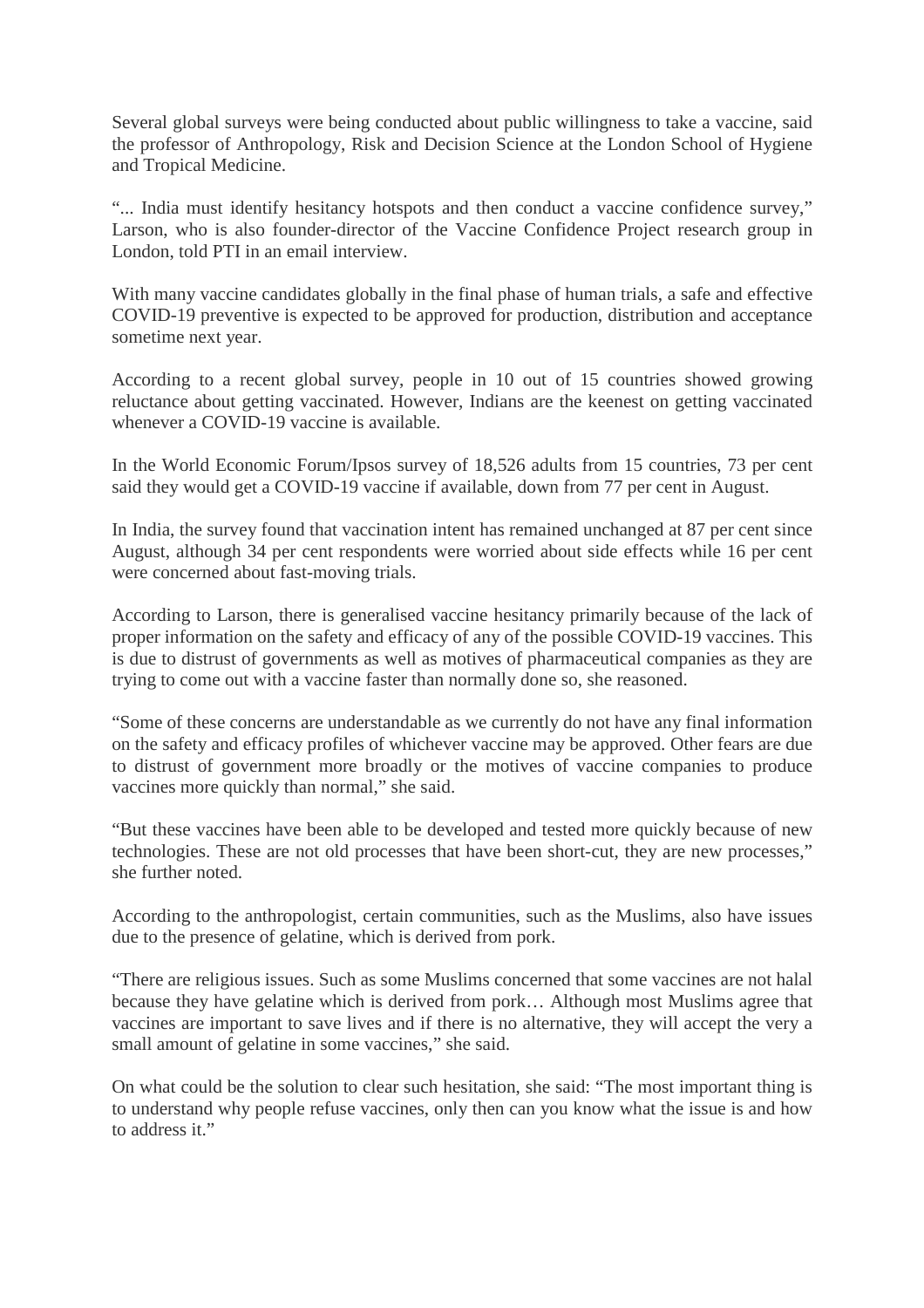Several global surveys were being conducted about public willingness to take a vaccine, said the professor of Anthropology, Risk and Decision Science at the London School of Hygiene and Tropical Medicine.

"... India must identify hesitancy hotspots and then conduct a vaccine confidence survey," Larson, who is also founder-director of the Vaccine Confidence Project research group in London, told PTI in an email interview.

With many vaccine candidates globally in the final phase of human trials, a safe and effective COVID-19 preventive is expected to be approved for production, distribution and acceptance sometime next year.

According to a recent global survey, people in 10 out of 15 countries showed growing reluctance about getting vaccinated. However, Indians are the keenest on getting vaccinated whenever a COVID-19 vaccine is available.

In the World Economic Forum/Ipsos survey of 18,526 adults from 15 countries, 73 per cent said they would get a COVID-19 vaccine if available, down from 77 per cent in August.

In India, the survey found that vaccination intent has remained unchanged at 87 per cent since August, although 34 per cent respondents were worried about side effects while 16 per cent were concerned about fast-moving trials.

According to Larson, there is generalised vaccine hesitancy primarily because of the lack of proper information on the safety and efficacy of any of the possible COVID-19 vaccines. This is due to distrust of governments as well as motives of pharmaceutical companies as they are trying to come out with a vaccine faster than normally done so, she reasoned.

"Some of these concerns are understandable as we currently do not have any final information on the safety and efficacy profiles of whichever vaccine may be approved. Other fears are due to distrust of government more broadly or the motives of vaccine companies to produce vaccines more quickly than normal," she said.

"But these vaccines have been able to be developed and tested more quickly because of new technologies. These are not old processes that have been short-cut, they are new processes," she further noted.

According to the anthropologist, certain communities, such as the Muslims, also have issues due to the presence of gelatine, which is derived from pork.

"There are religious issues. Such as some Muslims concerned that some vaccines are not halal because they have gelatine which is derived from pork… Although most Muslims agree that vaccines are important to save lives and if there is no alternative, they will accept the very a small amount of gelatine in some vaccines," she said.

On what could be the solution to clear such hesitation, she said: "The most important thing is to understand why people refuse vaccines, only then can you know what the issue is and how to address it."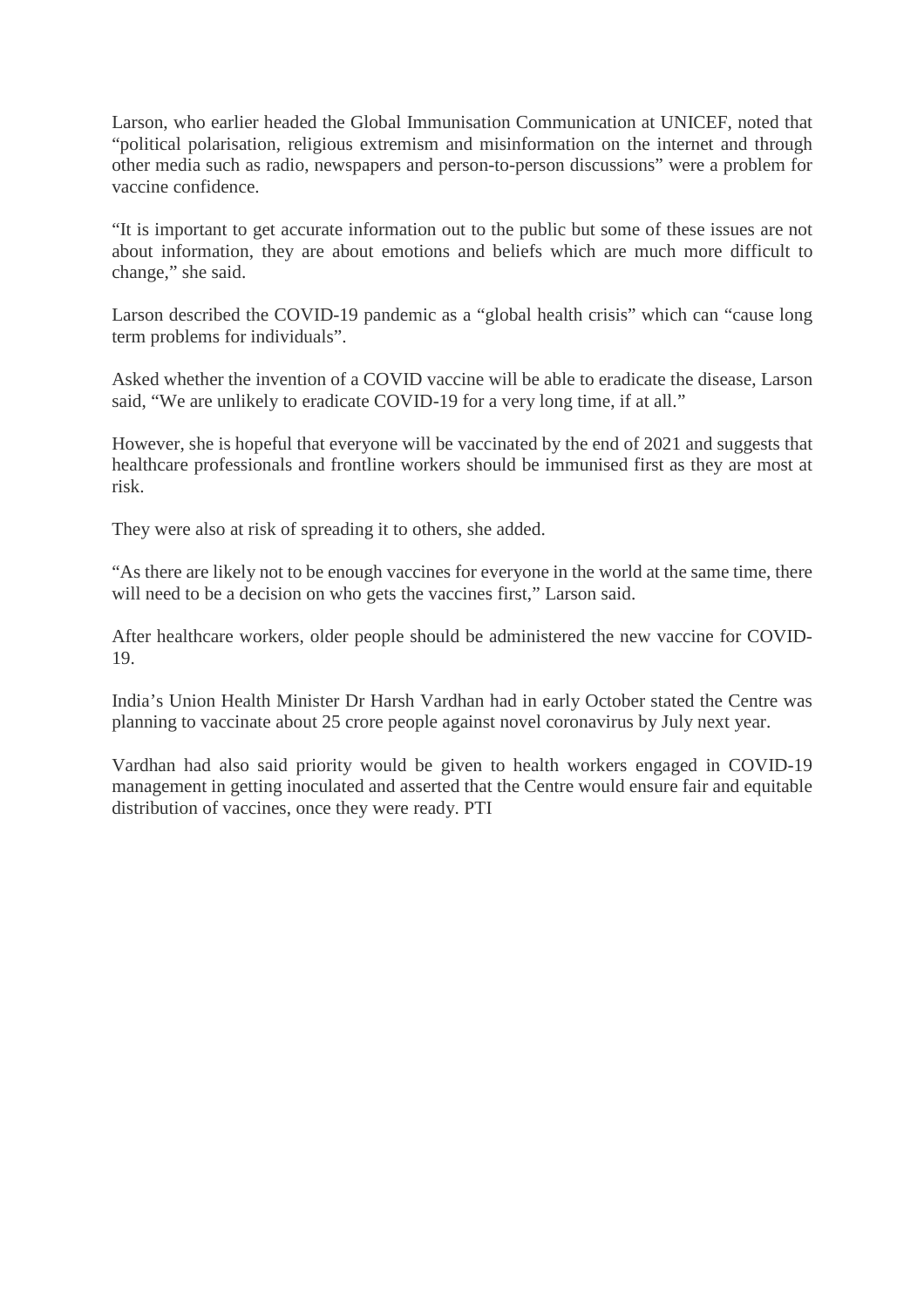Larson, who earlier headed the Global Immunisation Communication at UNICEF, noted that "political polarisation, religious extremism and misinformation on the internet and through other media such as radio, newspapers and person-to-person discussions" were a problem for vaccine confidence.

"It is important to get accurate information out to the public but some of these issues are not about information, they are about emotions and beliefs which are much more difficult to change," she said.

Larson described the COVID-19 pandemic as a "global health crisis" which can "cause long term problems for individuals".

Asked whether the invention of a COVID vaccine will be able to eradicate the disease, Larson said, "We are unlikely to eradicate COVID-19 for a very long time, if at all."

However, she is hopeful that everyone will be vaccinated by the end of 2021 and suggests that healthcare professionals and frontline workers should be immunised first as they are most at risk.

They were also at risk of spreading it to others, she added.

"As there are likely not to be enough vaccines for everyone in the world at the same time, there will need to be a decision on who gets the vaccines first," Larson said.

After healthcare workers, older people should be administered the new vaccine for COVID-19.

India's Union Health Minister Dr Harsh Vardhan had in early October stated the Centre was planning to vaccinate about 25 crore people against novel coronavirus by July next year.

Vardhan had also said priority would be given to health workers engaged in COVID-19 management in getting inoculated and asserted that the Centre would ensure fair and equitable distribution of vaccines, once they were ready. PTI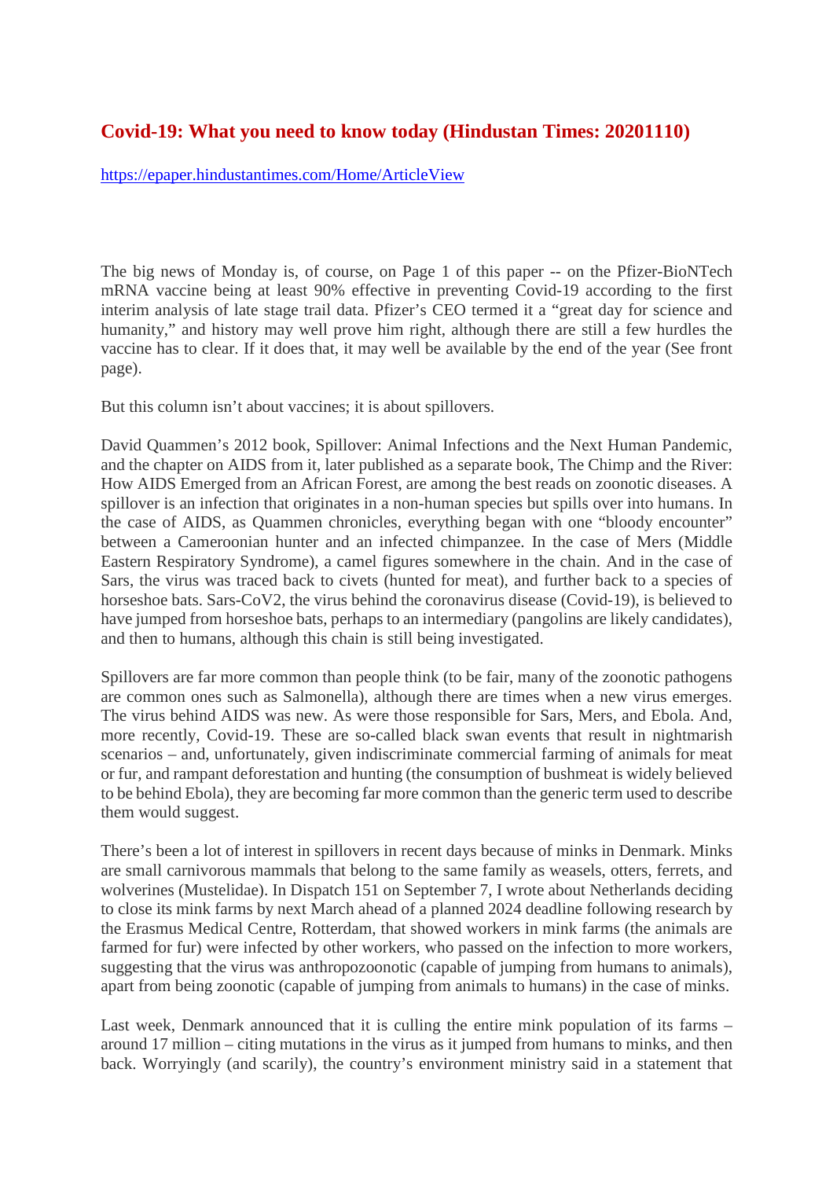## Covid-19: What you need to know today (Hindustan Times: 20201110)

https://epaper.hindustantimes.com/Home/ArticleView

The big news of Monday is, of course, on Page 1 of this paper -- on the Pfizer-BioNTech mRNA vaccine being at least 90% effective in preventing Covid-19 according to the first interim analysis of late stage trail data. Pfizer's CEO termed it a "great day for science and humanity," and history may well prove him right, although there are still a few hurdles the vaccine has to clear. If it does that, it may well be available by the end of the year (See front page).

But this column isn't about vaccines; it is about spillovers.

David Quammen's 2012 book, Spillover: Animal Infections and the Next Human Pandemic, and the chapter on AIDS from it, later published as a separate book, The Chimp and the River: How AIDS Emerged from an African Forest, are among the best reads on zoonotic diseases. A spillover is an infection that originates in a non-human species but spills over into humans. In the case of AIDS, as Quammen chronicles, everything began with one "bloody encounter" between a Cameroonian hunter and an infected chimpanzee. In the case of Mers (Middle Eastern Respiratory Syndrome), a camel figures somewhere in the chain. And in the case of Sars, the virus was traced back to civets (hunted for meat), and further back to a species of horseshoe bats. Sars-CoV2, the virus behind the coronavirus disease (Covid-19), is believed to have jumped from horseshoe bats, perhaps to an intermediary (pangolins are likely candidates), and then to humans, although this chain is still being investigated.

Spillovers are far more common than people think (to be fair, many of the zoonotic pathogens are common ones such as Salmonella), although there are times when a new virus emerges. The virus behind AIDS was new. As were those responsible for Sars, Mers, and Ebola. And, more recently, Covid-19. These are so-called black swan events that result in nightmarish scenarios – and, unfortunately, given indiscriminate commercial farming of animals for meat or fur, and rampant deforestation and hunting (the consumption of bushmeat is widely believed to be behind Ebola), they are becoming far more common than the generic term used to describe them would suggest.

There's been a lot of interest in spillovers in recent days because of minks in Denmark. Minks are small carnivorous mammals that belong to the same family as weasels, otters, ferrets, and wolverines (Mustelidae). In Dispatch 151 on September 7, I wrote about Netherlands deciding to close its mink farms by next March ahead of a planned 2024 deadline following research by the Erasmus Medical Centre, Rotterdam, that showed workers in mink farms (the animals are farmed for fur) were infected by other workers, who passed on the infection to more workers, suggesting that the virus was anthropozoonotic (capable of jumping from humans to animals), apart from being zoonotic (capable of jumping from animals to humans) in the case of minks.

Last week, Denmark announced that it is culling the entire mink population of its farms – around 17 million – citing mutations in the virus as it jumped from humans to minks, and then back. Worryingly (and scarily), the country's environment ministry said in a statement that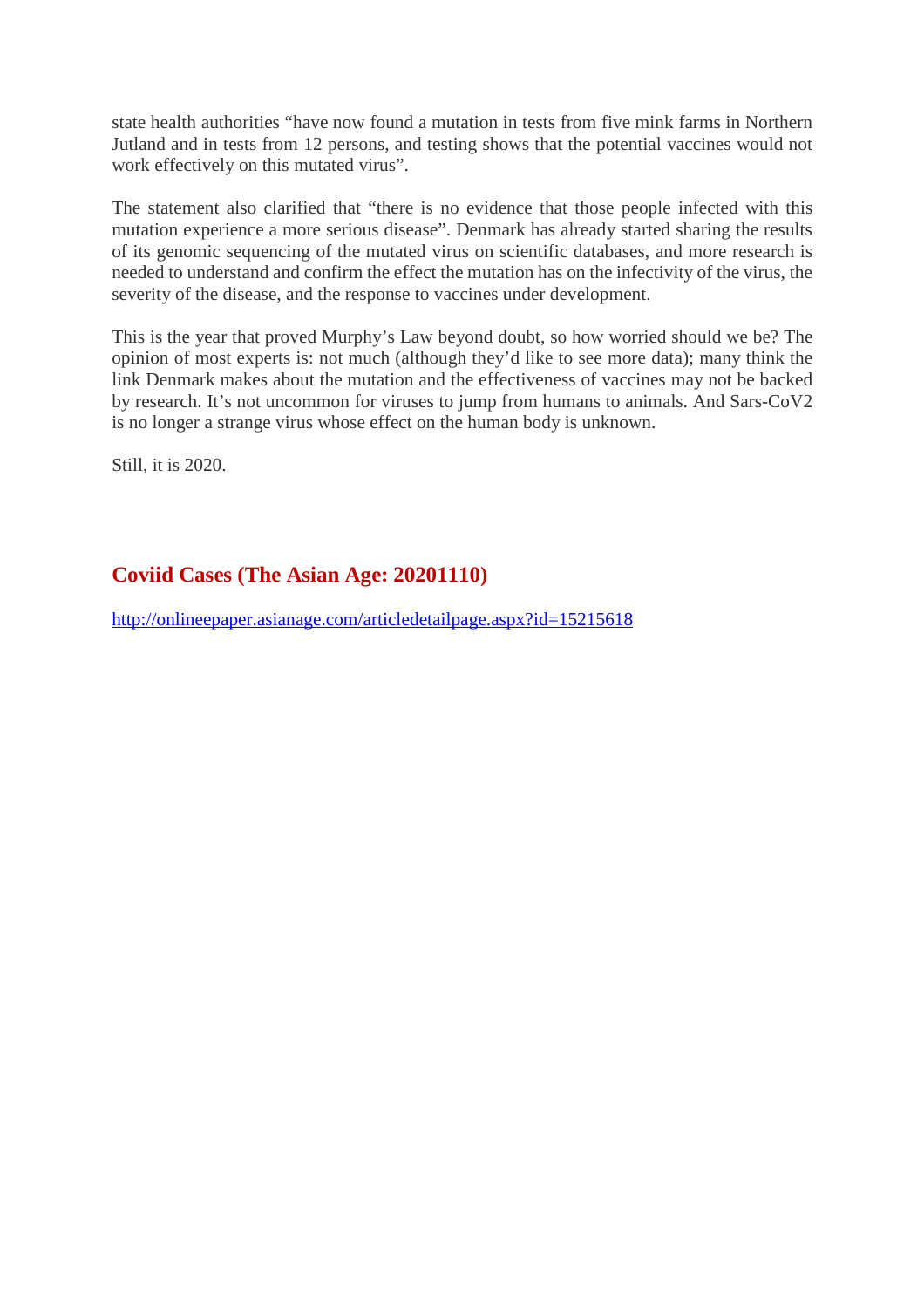state health authorities “have now found a mutation in tests from five mink farms in Northern Jutland and in tests from 12 persons, and testing shows that the potential vaccines would not work effectively on this mutated virus”.

The statement also clarified that “there is no evidence that those people infected with this mutation experience a more serious disease”. Denmark has already started sharing the results of its genomic sequencing of the mutated virus on scientific databases, and more research is needed to understand and confirm the effect the mutation has on the infectivity of the virus, the severity of the disease, and the response to vaccines under development.

This is the year that proved Murphy’s Law beyond doubt, so how worried should we be? The opinion of most experts is: not much (although they’d like to see more data); many think the link Denmark makes about the mutation and the effectiveness of vaccines may not be backed by research. It’s not uncommon for viruses to jump from humans to animals. And Sars-CoV2 is no longer a strange virus whose effect on the human body is unknown.

Still, it is 2020.

## Coviid Cases (The Asian Age: 20201110)

http://onlineepaper.asianage.com/articledetailpage.aspx?id=15215618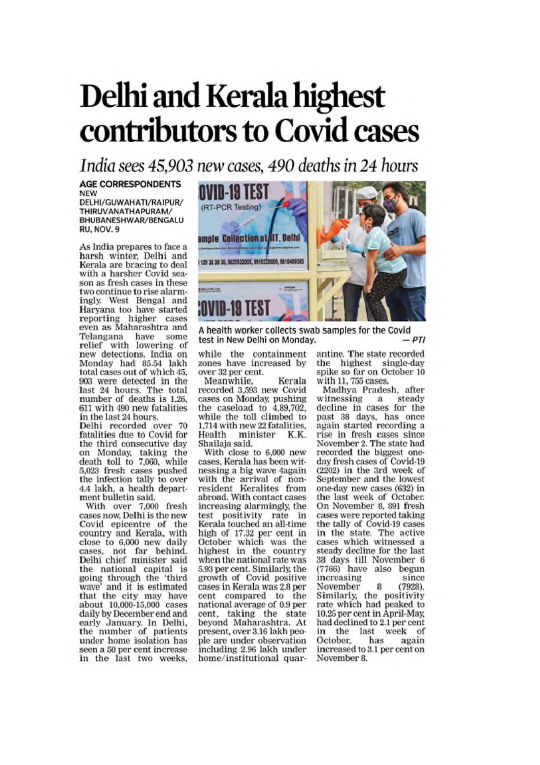# Delhi and Kerala highest contributors to Covid cases

## *India sees 45,903 new cases, 490 deaths in 24 hours*

**AGE CORRESPONDENTS**
**NEW DELHI/GUWAHATI/RAIPUR/THIRUVANATHAPURAM/BHUBANESHWAR/BENGALURU, NOV. 9**

A health worker collects swab samples for the Covid test in New Delhi on Monday. — *PTI*

As India prepares to face a harsh winter, Delhi and Kerala are bracing to deal with a harsher Covid season as fresh cases in these two continue to rise alarmingly. West Bengal and Haryana too have started reporting higher cases even as Maharashtra and Telangana have some relief with lowering of new detections. India on Monday had 85.54 lakh total cases out of which 45, 903 were detected in the last 24 hours. The total number of deaths is 1,26, 611 with 490 new fatalities in the last 24 hours.

Delhi recorded over 70 fatalities due to Covid for the third consecutive day on Monday, taking the death toll to 7,060, while 5,023 fresh cases pushed the infection tally to over 4.4 lakh, a health department bulletin said.

With over 7,000 fresh cases now, Delhi is the new Covid epicentre of the country and Kerala, with close to 6,000 new daily cases, not far behind. Delhi chief minister said the national capital is going through the 'third wave' and it is estimated that the city may have about 10,000-15,000 cases daily by December end and early January. In Delhi, the number of patients under home isolation has seen a 50 per cent increase in the last two weeks, while the containment zones have increased by over 32 per cent.

Meanwhile, Kerala recorded 3,593 new Covid cases on Monday, pushing the caseload to 4,89,702, while the toll climbed to 1,714 with new 22 fatalities, Health minister K.K. Shailaja said.

With close to 6,000 new cases, Kerala has been witnessing a big wave 4again with the arrival of non-resident Keralites from abroad. With contact cases increasing alarmingly, the test positivity rate in Kerala touched an all-time high of 17.32 per cent in October which was the highest in the country when the national rate was 5.93 per cent. Similarly, the growth of Covid positive cases in Kerala was 2.8 per cent compared to the national average of 0.9 per cent, taking the state beyond Maharashtra. At present, over 3.16 lakh people are under observation including 2.96 lakh under home/institutional quarantine. The state recorded the highest single-day spike so far on October 10 with 11, 755 cases.

Madhya Pradesh, after witnessing a steady decline in cases for the past 38 days, has once again started recording a rise in fresh cases since November 2. The state had recorded the biggest one-day fresh cases of Covid-19 (2202) in the 3rd week of September and the lowest one-day new cases (632) in the last week of October. On November 8, 891 fresh cases were reported taking the tally of Covid-19 cases in the state. The active cases which witnessed a steady decline for the last 38 days till November 6 (7766) have also begun increasing since November 8 (7928). Similarly, the positivity rate which had peaked to 10.25 per cent in April-May, had declined to 2.1 per cent in the last week of October, has again increased to 3.1 per cent on November 8.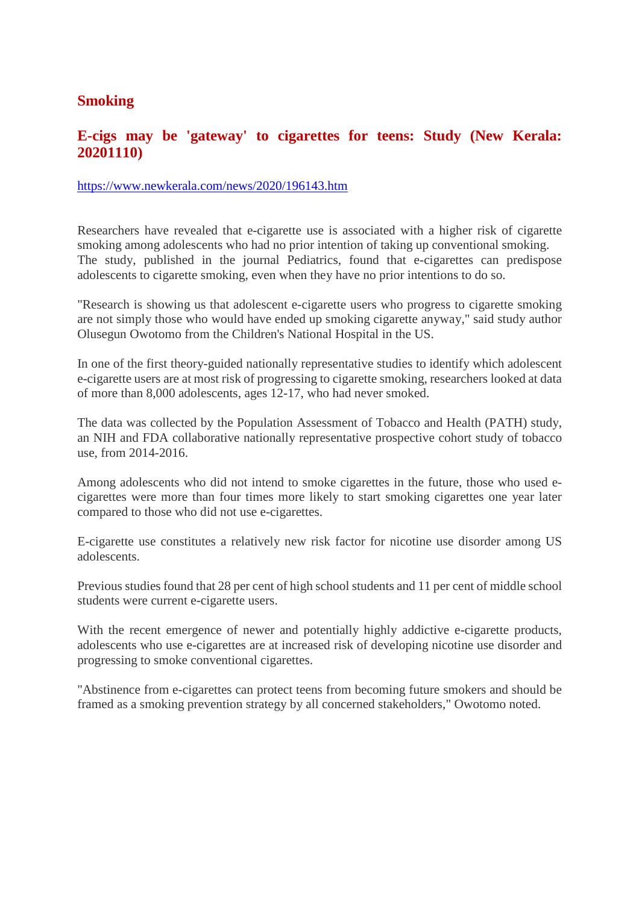## Smoking

### E-cigs may be 'gateway' to cigarettes for teens: Study (New Kerala: 20201110)

https://www.newkerala.com/news/2020/196143.htm

Researchers have revealed that e-cigarette use is associated with a higher risk of cigarette smoking among adolescents who had no prior intention of taking up conventional smoking. The study, published in the journal Pediatrics, found that e-cigarettes can predispose adolescents to cigarette smoking, even when they have no prior intentions to do so.

"Research is showing us that adolescent e-cigarette users who progress to cigarette smoking are not simply those who would have ended up smoking cigarette anyway," said study author Olusegun Owotomo from the Children's National Hospital in the US.

In one of the first theory-guided nationally representative studies to identify which adolescent e-cigarette users are at most risk of progressing to cigarette smoking, researchers looked at data of more than 8,000 adolescents, ages 12-17, who had never smoked.

The data was collected by the Population Assessment of Tobacco and Health (PATH) study, an NIH and FDA collaborative nationally representative prospective cohort study of tobacco use, from 2014-2016.

Among adolescents who did not intend to smoke cigarettes in the future, those who used e-cigarettes were more than four times more likely to start smoking cigarettes one year later compared to those who did not use e-cigarettes.

E-cigarette use constitutes a relatively new risk factor for nicotine use disorder among US adolescents.

Previous studies found that 28 per cent of high school students and 11 per cent of middle school students were current e-cigarette users.

With the recent emergence of newer and potentially highly addictive e-cigarette products, adolescents who use e-cigarettes are at increased risk of developing nicotine use disorder and progressing to smoke conventional cigarettes.

"Abstinence from e-cigarettes can protect teens from becoming future smokers and should be framed as a smoking prevention strategy by all concerned stakeholders," Owotomo noted.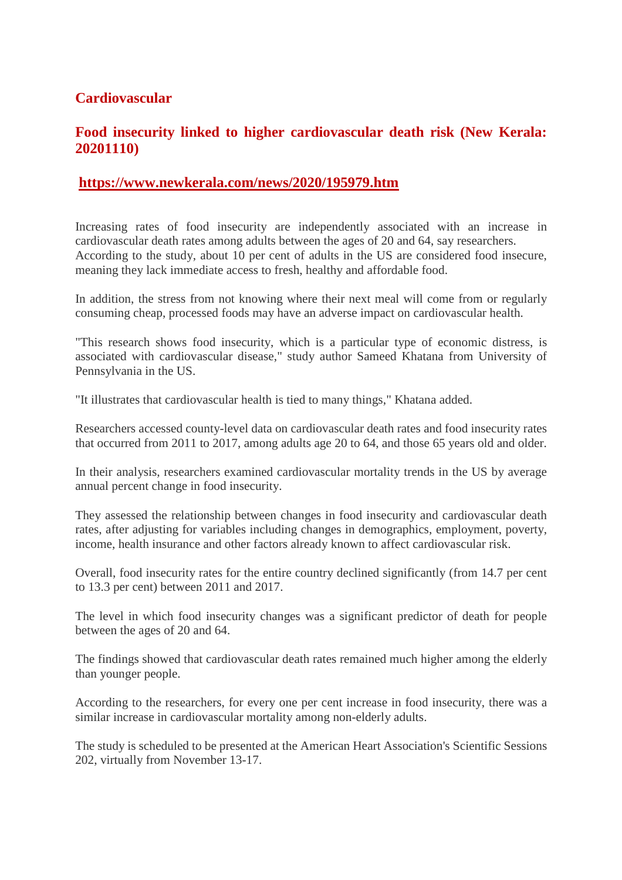## Cardiovascular

### Food insecurity linked to higher cardiovascular death risk (New Kerala: 20201110)

**https://www.newkerala.com/news/2020/195979.htm**

Increasing rates of food insecurity are independently associated with an increase in cardiovascular death rates among adults between the ages of 20 and 64, say researchers. According to the study, about 10 per cent of adults in the US are considered food insecure, meaning they lack immediate access to fresh, healthy and affordable food.

In addition, the stress from not knowing where their next meal will come from or regularly consuming cheap, processed foods may have an adverse impact on cardiovascular health.

"This research shows food insecurity, which is a particular type of economic distress, is associated with cardiovascular disease," study author Sameed Khatana from University of Pennsylvania in the US.

"It illustrates that cardiovascular health is tied to many things," Khatana added.

Researchers accessed county-level data on cardiovascular death rates and food insecurity rates that occurred from 2011 to 2017, among adults age 20 to 64, and those 65 years old and older.

In their analysis, researchers examined cardiovascular mortality trends in the US by average annual percent change in food insecurity.

They assessed the relationship between changes in food insecurity and cardiovascular death rates, after adjusting for variables including changes in demographics, employment, poverty, income, health insurance and other factors already known to affect cardiovascular risk.

Overall, food insecurity rates for the entire country declined significantly (from 14.7 per cent to 13.3 per cent) between 2011 and 2017.

The level in which food insecurity changes was a significant predictor of death for people between the ages of 20 and 64.

The findings showed that cardiovascular death rates remained much higher among the elderly than younger people.

According to the researchers, for every one per cent increase in food insecurity, there was a similar increase in cardiovascular mortality among non-elderly adults.

The study is scheduled to be presented at the American Heart Association's Scientific Sessions 202, virtually from November 13-17.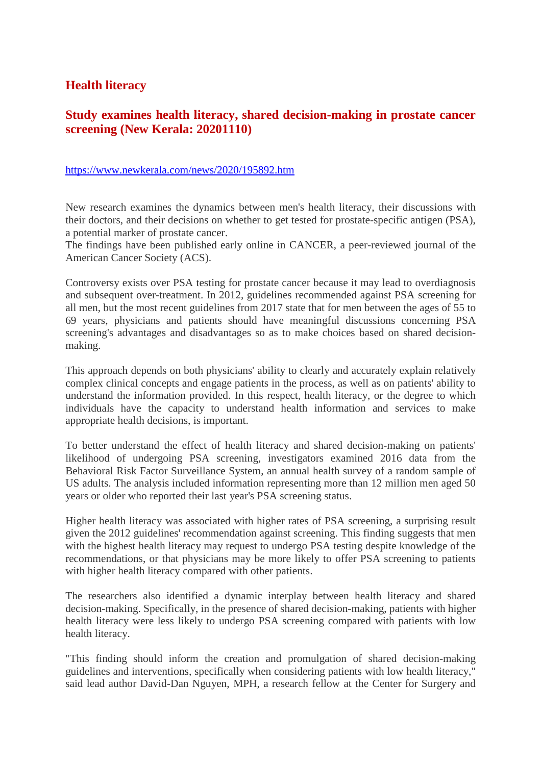## Health literacy

### Study examines health literacy, shared decision-making in prostate cancer screening (New Kerala: 20201110)

https://www.newkerala.com/news/2020/195892.htm

New research examines the dynamics between men's health literacy, their discussions with their doctors, and their decisions on whether to get tested for prostate-specific antigen (PSA), a potential marker of prostate cancer.
The findings have been published early online in CANCER, a peer-reviewed journal of the American Cancer Society (ACS).

Controversy exists over PSA testing for prostate cancer because it may lead to overdiagnosis and subsequent over-treatment. In 2012, guidelines recommended against PSA screening for all men, but the most recent guidelines from 2017 state that for men between the ages of 55 to 69 years, physicians and patients should have meaningful discussions concerning PSA screening's advantages and disadvantages so as to make choices based on shared decision-making.

This approach depends on both physicians' ability to clearly and accurately explain relatively complex clinical concepts and engage patients in the process, as well as on patients' ability to understand the information provided. In this respect, health literacy, or the degree to which individuals have the capacity to understand health information and services to make appropriate health decisions, is important.

To better understand the effect of health literacy and shared decision-making on patients' likelihood of undergoing PSA screening, investigators examined 2016 data from the Behavioral Risk Factor Surveillance System, an annual health survey of a random sample of US adults. The analysis included information representing more than 12 million men aged 50 years or older who reported their last year's PSA screening status.

Higher health literacy was associated with higher rates of PSA screening, a surprising result given the 2012 guidelines' recommendation against screening. This finding suggests that men with the highest health literacy may request to undergo PSA testing despite knowledge of the recommendations, or that physicians may be more likely to offer PSA screening to patients with higher health literacy compared with other patients.

The researchers also identified a dynamic interplay between health literacy and shared decision-making. Specifically, in the presence of shared decision-making, patients with higher health literacy were less likely to undergo PSA screening compared with patients with low health literacy.

"This finding should inform the creation and promulgation of shared decision-making guidelines and interventions, specifically when considering patients with low health literacy," said lead author David-Dan Nguyen, MPH, a research fellow at the Center for Surgery and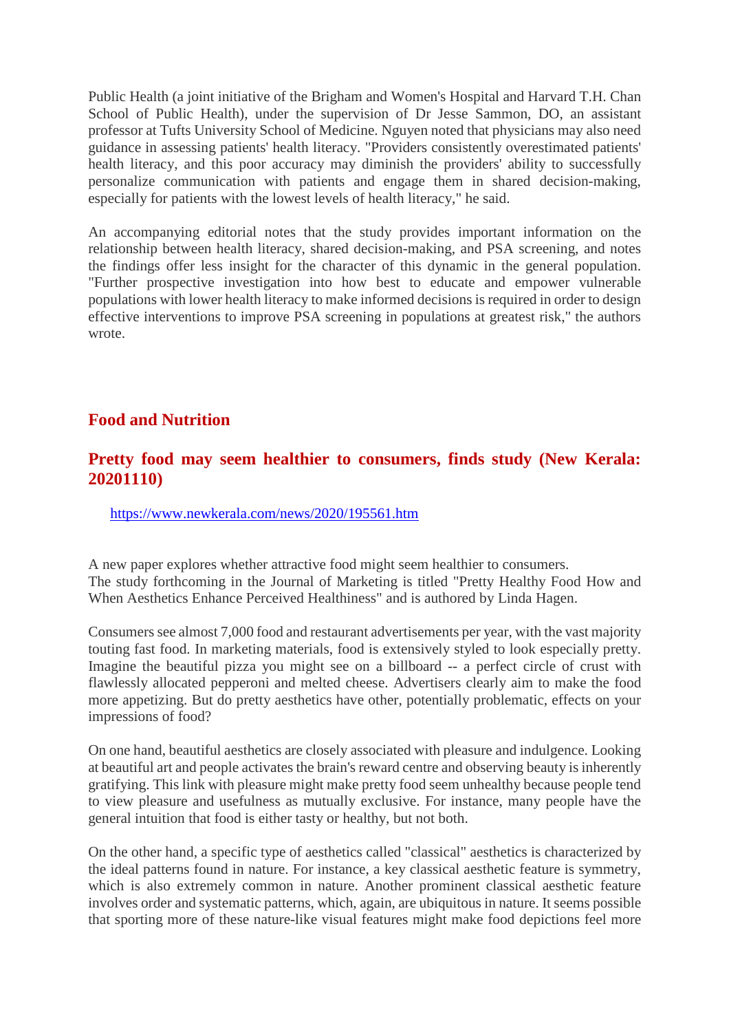Public Health (a joint initiative of the Brigham and Women's Hospital and Harvard T.H. Chan School of Public Health), under the supervision of Dr Jesse Sammon, DO, an assistant professor at Tufts University School of Medicine. Nguyen noted that physicians may also need guidance in assessing patients' health literacy. "Providers consistently overestimated patients' health literacy, and this poor accuracy may diminish the providers' ability to successfully personalize communication with patients and engage them in shared decision-making, especially for patients with the lowest levels of health literacy," he said.

An accompanying editorial notes that the study provides important information on the relationship between health literacy, shared decision-making, and PSA screening, and notes the findings offer less insight for the character of this dynamic in the general population. "Further prospective investigation into how best to educate and empower vulnerable populations with lower health literacy to make informed decisions is required in order to design effective interventions to improve PSA screening in populations at greatest risk," the authors wrote.

## Food and Nutrition

### Pretty food may seem healthier to consumers, finds study (New Kerala: 20201110)

https://www.newkerala.com/news/2020/195561.htm

A new paper explores whether attractive food might seem healthier to consumers.
The study forthcoming in the Journal of Marketing is titled "Pretty Healthy Food How and When Aesthetics Enhance Perceived Healthiness" and is authored by Linda Hagen.

Consumers see almost 7,000 food and restaurant advertisements per year, with the vast majority touting fast food. In marketing materials, food is extensively styled to look especially pretty. Imagine the beautiful pizza you might see on a billboard -- a perfect circle of crust with flawlessly allocated pepperoni and melted cheese. Advertisers clearly aim to make the food more appetizing. But do pretty aesthetics have other, potentially problematic, effects on your impressions of food?

On one hand, beautiful aesthetics are closely associated with pleasure and indulgence. Looking at beautiful art and people activates the brain's reward centre and observing beauty is inherently gratifying. This link with pleasure might make pretty food seem unhealthy because people tend to view pleasure and usefulness as mutually exclusive. For instance, many people have the general intuition that food is either tasty or healthy, but not both.

On the other hand, a specific type of aesthetics called "classical" aesthetics is characterized by the ideal patterns found in nature. For instance, a key classical aesthetic feature is symmetry, which is also extremely common in nature. Another prominent classical aesthetic feature involves order and systematic patterns, which, again, are ubiquitous in nature. It seems possible that sporting more of these nature-like visual features might make food depictions feel more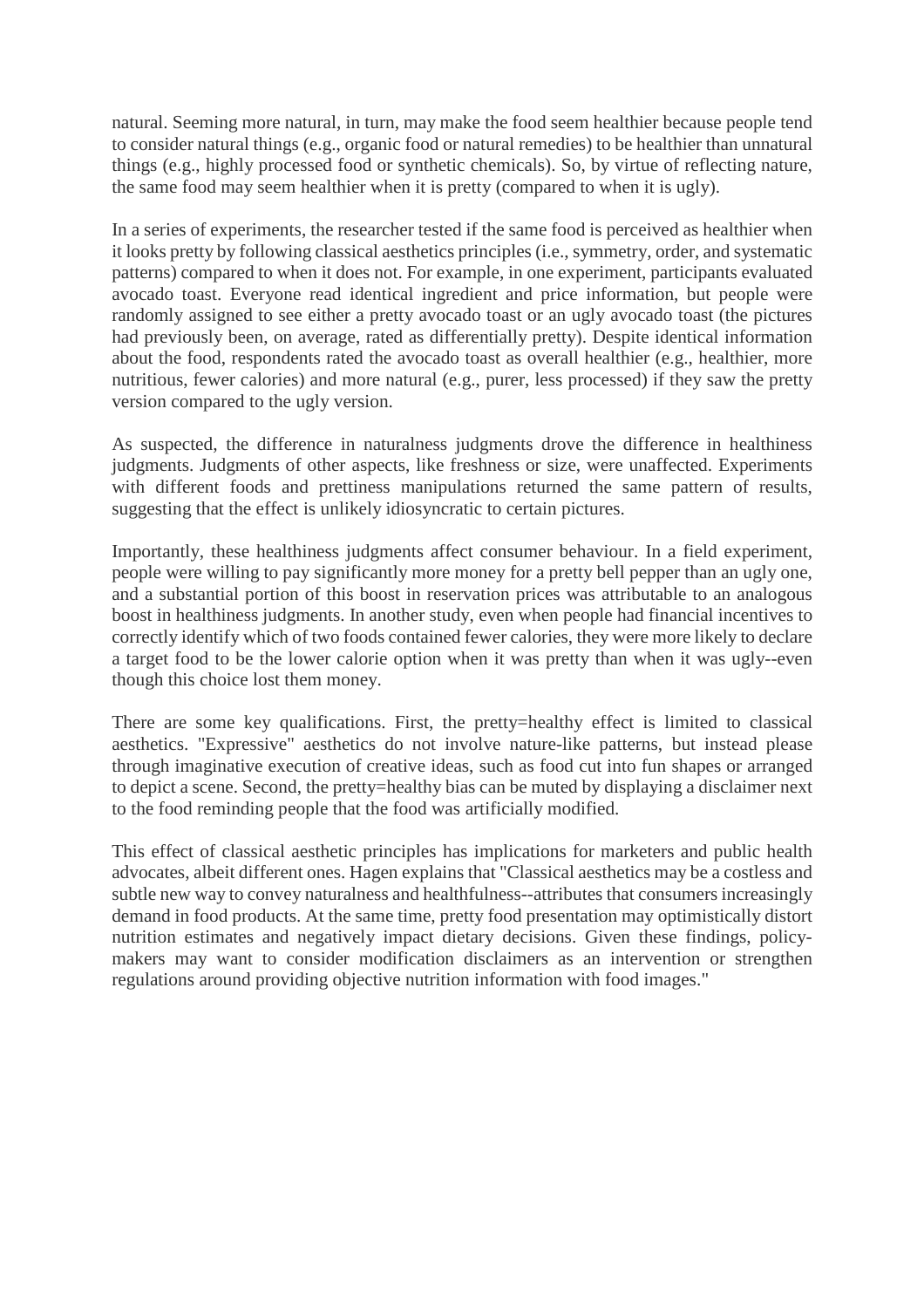natural. Seeming more natural, in turn, may make the food seem healthier because people tend to consider natural things (e.g., organic food or natural remedies) to be healthier than unnatural things (e.g., highly processed food or synthetic chemicals). So, by virtue of reflecting nature, the same food may seem healthier when it is pretty (compared to when it is ugly).

In a series of experiments, the researcher tested if the same food is perceived as healthier when it looks pretty by following classical aesthetics principles (i.e., symmetry, order, and systematic patterns) compared to when it does not. For example, in one experiment, participants evaluated avocado toast. Everyone read identical ingredient and price information, but people were randomly assigned to see either a pretty avocado toast or an ugly avocado toast (the pictures had previously been, on average, rated as differentially pretty). Despite identical information about the food, respondents rated the avocado toast as overall healthier (e.g., healthier, more nutritious, fewer calories) and more natural (e.g., purer, less processed) if they saw the pretty version compared to the ugly version.

As suspected, the difference in naturalness judgments drove the difference in healthiness judgments. Judgments of other aspects, like freshness or size, were unaffected. Experiments with different foods and prettiness manipulations returned the same pattern of results, suggesting that the effect is unlikely idiosyncratic to certain pictures.

Importantly, these healthiness judgments affect consumer behaviour. In a field experiment, people were willing to pay significantly more money for a pretty bell pepper than an ugly one, and a substantial portion of this boost in reservation prices was attributable to an analogous boost in healthiness judgments. In another study, even when people had financial incentives to correctly identify which of two foods contained fewer calories, they were more likely to declare a target food to be the lower calorie option when it was pretty than when it was ugly--even though this choice lost them money.

There are some key qualifications. First, the pretty=healthy effect is limited to classical aesthetics. "Expressive" aesthetics do not involve nature-like patterns, but instead please through imaginative execution of creative ideas, such as food cut into fun shapes or arranged to depict a scene. Second, the pretty=healthy bias can be muted by displaying a disclaimer next to the food reminding people that the food was artificially modified.

This effect of classical aesthetic principles has implications for marketers and public health advocates, albeit different ones. Hagen explains that "Classical aesthetics may be a costless and subtle new way to convey naturalness and healthfulness--attributes that consumers increasingly demand in food products. At the same time, pretty food presentation may optimistically distort nutrition estimates and negatively impact dietary decisions. Given these findings, policy-makers may want to consider modification disclaimers as an intervention or strengthen regulations around providing objective nutrition information with food images."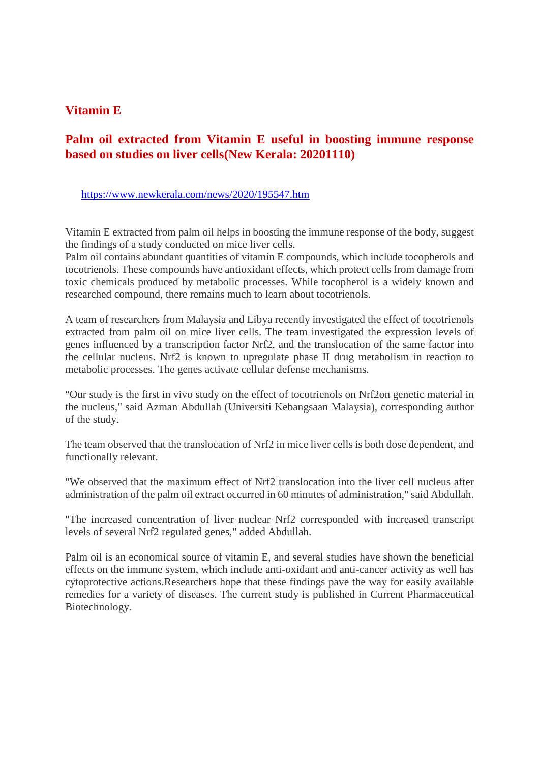## Vitamin E

### Palm oil extracted from Vitamin E useful in boosting immune response based on studies on liver cells(New Kerala: 20201110)

https://www.newkerala.com/news/2020/195547.htm

Vitamin E extracted from palm oil helps in boosting the immune response of the body, suggest the findings of a study conducted on mice liver cells.
Palm oil contains abundant quantities of vitamin E compounds, which include tocopherols and tocotrienols. These compounds have antioxidant effects, which protect cells from damage from toxic chemicals produced by metabolic processes. While tocopherol is a widely known and researched compound, there remains much to learn about tocotrienols.

A team of researchers from Malaysia and Libya recently investigated the effect of tocotrienols extracted from palm oil on mice liver cells. The team investigated the expression levels of genes influenced by a transcription factor Nrf2, and the translocation of the same factor into the cellular nucleus. Nrf2 is known to upregulate phase II drug metabolism in reaction to metabolic processes. The genes activate cellular defense mechanisms.

"Our study is the first in vivo study on the effect of tocotrienols on Nrf2on genetic material in the nucleus," said Azman Abdullah (Universiti Kebangsaan Malaysia), corresponding author of the study.

The team observed that the translocation of Nrf2 in mice liver cells is both dose dependent, and functionally relevant.

"We observed that the maximum effect of Nrf2 translocation into the liver cell nucleus after administration of the palm oil extract occurred in 60 minutes of administration," said Abdullah.

"The increased concentration of liver nuclear Nrf2 corresponded with increased transcript levels of several Nrf2 regulated genes," added Abdullah.

Palm oil is an economical source of vitamin E, and several studies have shown the beneficial effects on the immune system, which include anti-oxidant and anti-cancer activity as well has cytoprotective actions.Researchers hope that these findings pave the way for easily available remedies for a variety of diseases. The current study is published in Current Pharmaceutical Biotechnology.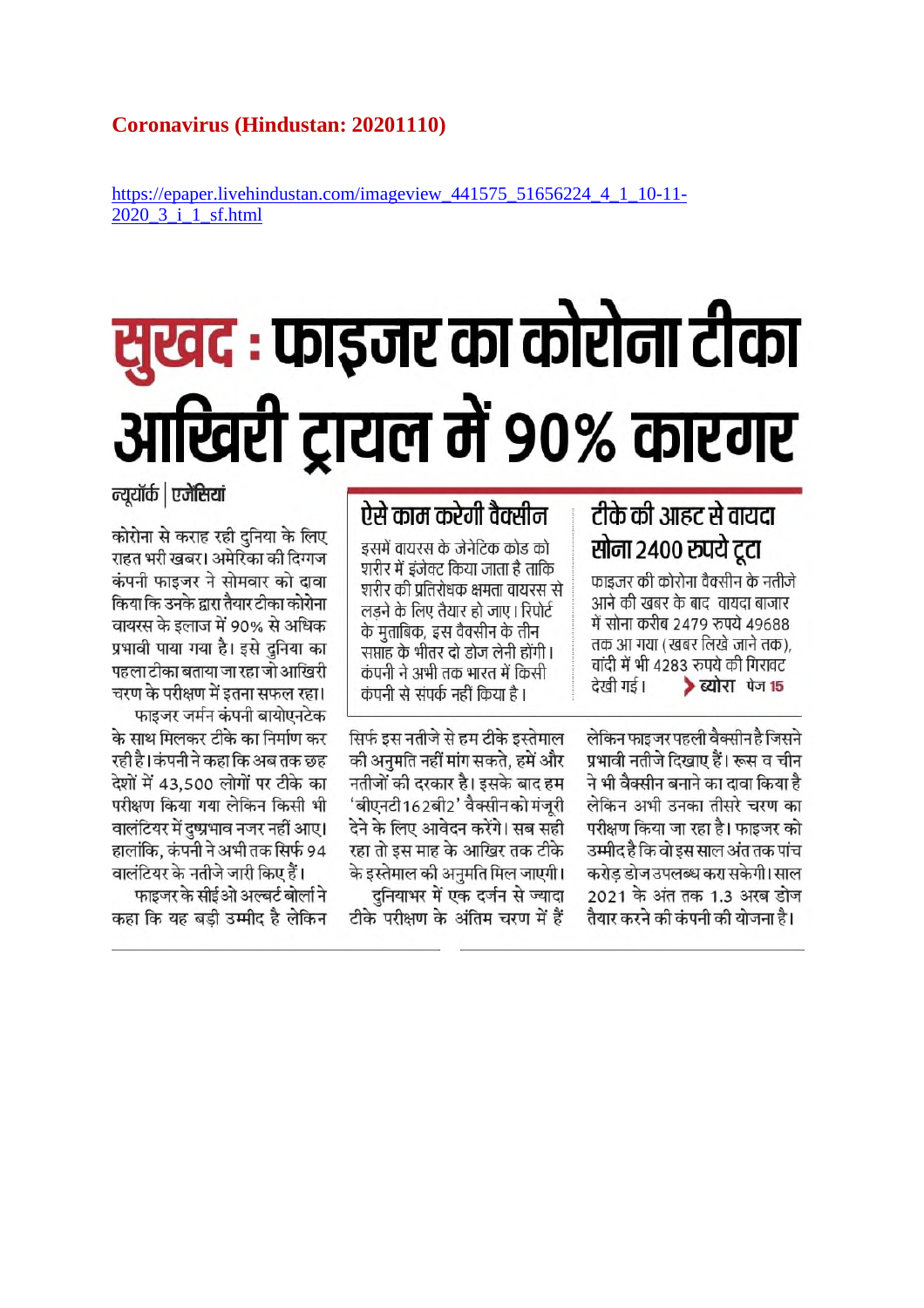**Coronavirus (Hindustan: 20201110)**

https://epaper.livehindustan.com/imageview_441575_51656224_4_1_10-11-2020_3_i_1_sf.html

# सुखद : फाइजर का कोरोना टीका आखिरी ट्रायल में 90% कारगर

न्यूयॉर्क | एजेंसियां

कोरोना से कराह रही दुनिया के लिए राहत भरी खबर। अमेरिका की दिग्गज कंपनी फाइजर ने सोमवार को दावा किया कि उनके द्वारा तैयार टीका कोरोना वायरस के इलाज में 90% से अधिक प्रभावी पाया गया है। इसे दुनिया का पहला टीका बताया जा रहा जो आखिरी चरण के परीक्षण में इतना सफल रहा।

फाइजर जर्मन कंपनी बायोएनटेक के साथ मिलकर टीके का निर्माण कर रही है। कंपनी ने कहा कि अब तक छह देशों में 43,500 लोगों पर टीके का परीक्षण किया गया लेकिन किसी भी वालंटियर में दुष्प्रभाव नजर नहीं आए। हालांकि, कंपनी ने अभी तक सिर्फ 94 वालंटियर के नतीजे जारी किए हैं।

फाइजर के सीईओ अल्बर्ट बोर्ला ने कहा कि यह बड़ी उम्मीद है लेकिन सिर्फ इस नतीजे से हम टीके इस्तेमाल की अनुमति नहीं मांग सकते, हमें और नतीजों की दरकार है। इसके बाद हम 'बीएनटी162बी2' वैक्सीन को मंजूरी देने के लिए आवेदन करेंगे। सब सही रहा तो इस माह के आखिर तक टीके के इस्तेमाल की अनुमति मिल जाएगी।

दुनियाभर में एक दर्जन से ज्यादा टीके परीक्षण के अंतिम चरण में हैं लेकिन फाइजर पहली वैक्सीन है जिसने प्रभावी नतीजे दिखाए हैं। रूस व चीन ने भी वैक्सीन बनाने का दावा किया है लेकिन अभी उनका तीसरे चरण का परीक्षण किया जा रहा है। फाइजर को उम्मीद है कि वो इस साल अंत तक पांच करोड़ डोज उपलब्ध करा सकेगी। साल 2021 के अंत तक 1.3 अरब डोज तैयार करने की कंपनी की योजना है।

## ऐसे काम करेगी वैक्सीन

इसमें वायरस के जेनेटिक कोड को शरीर में इंजेक्ट किया जाता है ताकि शरीर की प्रतिरोधक क्षमता वायरस से लड़ने के लिए तैयार हो जाए। रिपोर्ट के मुताबिक, इस वैक्सीन के तीन सप्ताह के भीतर दो डोज लेनी होंगी। कंपनी ने अभी तक भारत में किसी कंपनी से संपर्क नहीं किया है।

## टीके की आहट से वायदा सोना 2400 रुपये टूटा

फाइजर की कोरोना वैक्सीन के नतीजे आने की खबर के बाद वायदा बाजार में सोना करीब 2479 रुपये 49688 तक आ गया (खबर लिखे जाने तक), चांदी में भी 4283 रुपये की गिरावट देखी गई। > ब्योरा पेज 15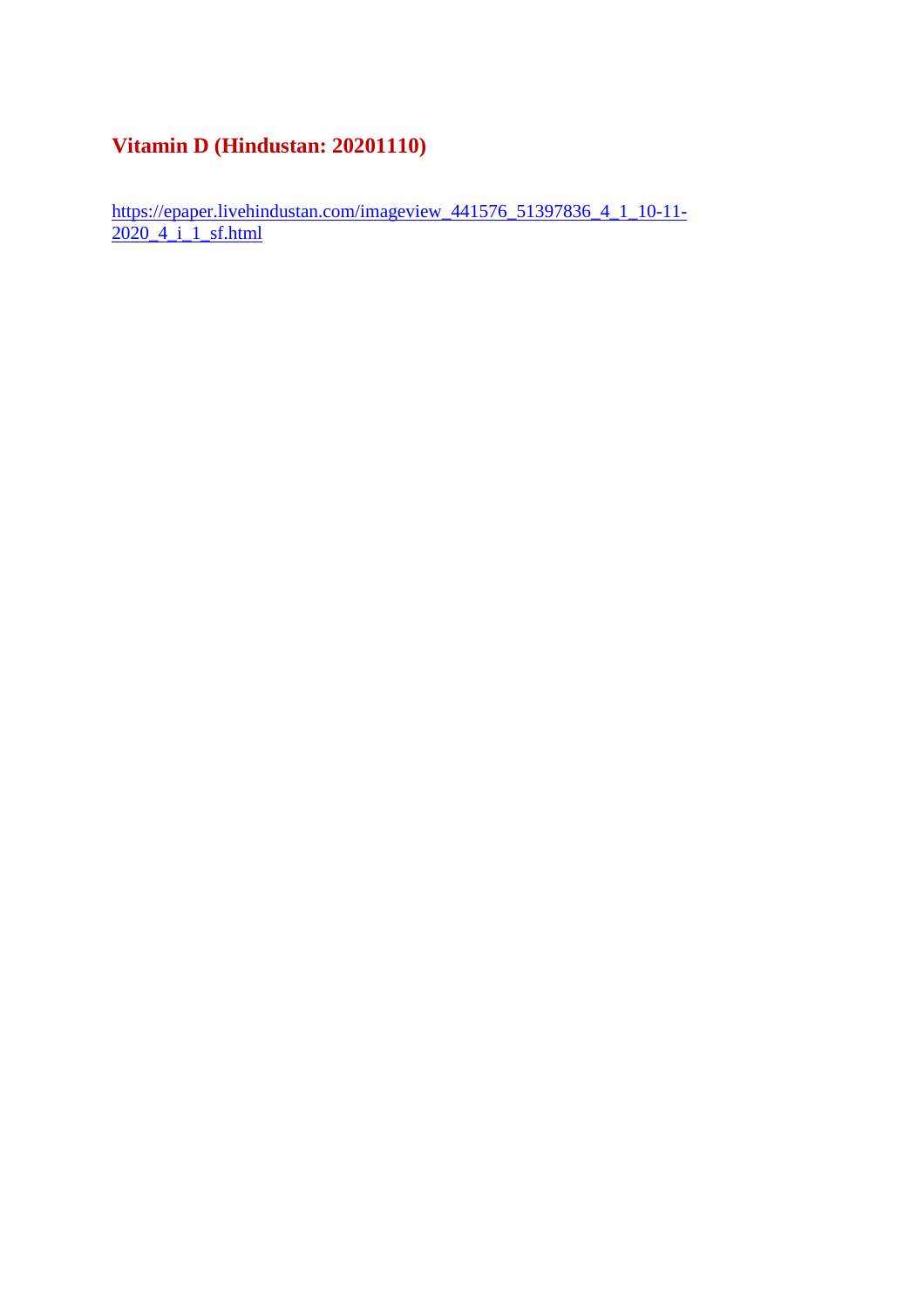## Vitamin D (Hindustan: 20201110)

https://epaper.livehindustan.com/imageview_441576_51397836_4_1_10-11-2020_4_i_1_sf.html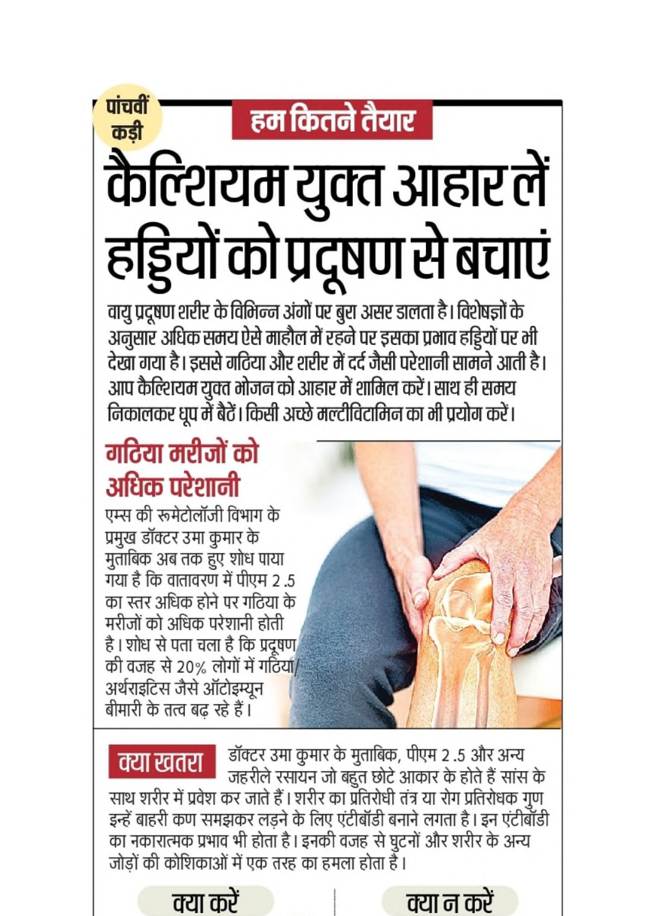पांचवीं कड़ी

**हम कितने तैयार**

# कैल्शियम युक्त आहार लें हड्डियों को प्रदूषण से बचाएं

**वायु प्रदूषण शरीर के विभिन्न अंगों पर बुरा असर डालता है। विशेषज्ञों के अनुसार अधिक समय ऐसे माहौल में रहने पर इसका प्रभाव हड्डियों पर भी देखा गया है। इससे गठिया और शरीर में दर्द जैसी परेशानी सामने आती है। आप कैल्शियम युक्त भोजन को आहार में शामिल करें। साथ ही समय निकालकर धूप में बैठें। किसी अच्छे मल्टीविटामिन का भी प्रयोग करें।**

## गठिया मरीजों को अधिक परेशानी

एम्स की रूमेटोलॉजी विभाग के प्रमुख डॉक्टर उमा कुमार के मुताबिक अब तक हुए शोध पाया गया है कि वातावरण में पीएम 2 .5 का स्तर अधिक होने पर गठिया के मरीजों को अधिक परेशानी होती है। शोध से पता चला है कि प्रदूषण की वजह से 20% लोगों में गठिया/अर्थराइटिस जैसे ऑटोइम्यून बीमारी के तत्व बढ़ रहे हैं।

**क्या खतरा** डॉक्टर उमा कुमार के मुताबिक, पीएम 2 .5 और अन्य जहरीले रसायन जो बहुत छोटे आकार के होते हैं सांस के साथ शरीर में प्रवेश कर जाते हैं। शरीर का प्रतिरोधी तंत्र या रोग प्रतिरोधक गुण इन्हें बाहरी कण समझकर लड़ने के लिए एंटीबॉडी बनाने लगता है। इन एंटीबॉडी का नकारात्मक प्रभाव भी होता है। इनकी वजह से घुटनों और शरीर के अन्य जोड़ों की कोशिकाओं में एक तरह का हमला होता है।

**क्या करें**

**क्या न करें**